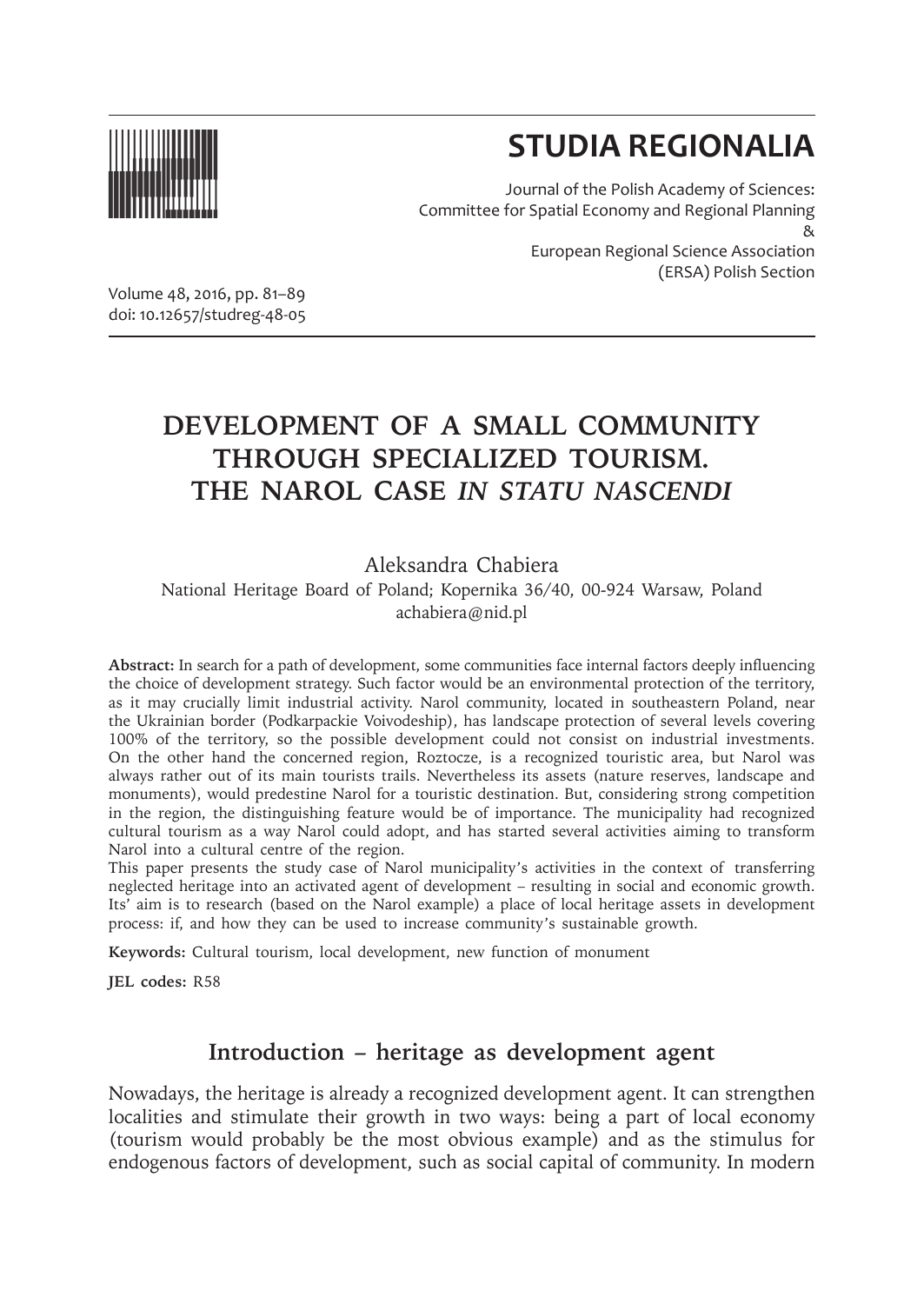# STUDIA REGIONALIA

Journal of the Polish Academy of Sciences:
Committee for Spatial Economy and Regional Planning
&
European Regional Science Association
(ERSA) Polish Section

Volume 48, 2016, pp. 81–89
doi: 10.12657/studreg-48-05

# DEVELOPMENT OF A SMALL COMMUNITY THROUGH SPECIALIZED TOURISM. THE NAROL CASE *IN STATU NASCENDI*

Aleksandra Chabiera
National Heritage Board of Poland; Kopernika 36/40, 00-924 Warsaw, Poland
achabiera@nid.pl

**Abstract:** In search for a path of development, some communities face internal factors deeply influencing the choice of development strategy. Such factor would be an environmental protection of the territory, as it may crucially limit industrial activity. Narol community, located in southeastern Poland, near the Ukrainian border (Podkarpackie Voivodeship), has landscape protection of several levels covering 100% of the territory, so the possible development could not consist on industrial investments. On the other hand the concerned region, Roztocze, is a recognized touristic area, but Narol was always rather out of its main tourists trails. Nevertheless its assets (nature reserves, landscape and monuments), would predestine Narol for a touristic destination. But, considering strong competition in the region, the distinguishing feature would be of importance. The municipality had recognized cultural tourism as a way Narol could adopt, and has started several activities aiming to transform Narol into a cultural centre of the region.
This paper presents the study case of Narol municipality's activities in the context of transferring neglected heritage into an activated agent of development – resulting in social and economic growth. Its' aim is to research (based on the Narol example) a place of local heritage assets in development process: if, and how they can be used to increase community's sustainable growth.

**Keywords:** Cultural tourism, local development, new function of monument

**JEL codes:** R58

## Introduction – heritage as development agent

Nowadays, the heritage is already a recognized development agent. It can strengthen localities and stimulate their growth in two ways: being a part of local economy (tourism would probably be the most obvious example) and as the stimulus for endogenous factors of development, such as social capital of community. In modern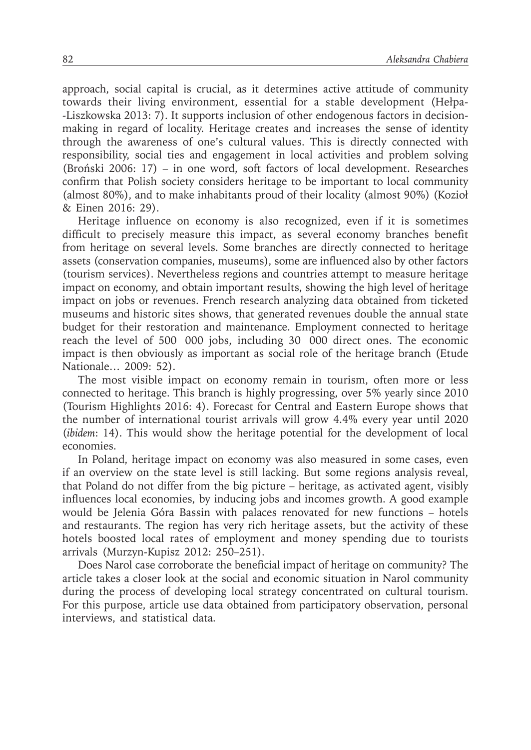approach, social capital is crucial, as it determines active attitude of community towards their living environment, essential for a stable development (Hełpa-Liszkowska 2013: 7). It supports inclusion of other endogenous factors in decision-making in regard of locality. Heritage creates and increases the sense of identity through the awareness of one's cultural values. This is directly connected with responsibility, social ties and engagement in local activities and problem solving (Broński 2006: 17) – in one word, soft factors of local development. Researches confirm that Polish society considers heritage to be important to local community (almost 80%), and to make inhabitants proud of their locality (almost 90%) (Kozioł & Einen 2016: 29).

Heritage influence on economy is also recognized, even if it is sometimes difficult to precisely measure this impact, as several economy branches benefit from heritage on several levels. Some branches are directly connected to heritage assets (conservation companies, museums), some are influenced also by other factors (tourism services). Nevertheless regions and countries attempt to measure heritage impact on economy, and obtain important results, showing the high level of heritage impact on jobs or revenues. French research analyzing data obtained from ticketed museums and historic sites shows, that generated revenues double the annual state budget for their restoration and maintenance. Employment connected to heritage reach the level of 500 000 jobs, including 30 000 direct ones. The economic impact is then obviously as important as social role of the heritage branch (Etude Nationale… 2009: 52).

The most visible impact on economy remain in tourism, often more or less connected to heritage. This branch is highly progressing, over 5% yearly since 2010 (Tourism Highlights 2016: 4). Forecast for Central and Eastern Europe shows that the number of international tourist arrivals will grow 4.4% every year until 2020 (*ibidem*: 14). This would show the heritage potential for the development of local economies.

In Poland, heritage impact on economy was also measured in some cases, even if an overview on the state level is still lacking. But some regions analysis reveal, that Poland do not differ from the big picture – heritage, as activated agent, visibly influences local economies, by inducing jobs and incomes growth. A good example would be Jelenia Góra Bassin with palaces renovated for new functions – hotels and restaurants. The region has very rich heritage assets, but the activity of these hotels boosted local rates of employment and money spending due to tourists arrivals (Murzyn-Kupisz 2012: 250–251).

Does Narol case corroborate the beneficial impact of heritage on community? The article takes a closer look at the social and economic situation in Narol community during the process of developing local strategy concentrated on cultural tourism. For this purpose, article use data obtained from participatory observation, personal interviews, and statistical data.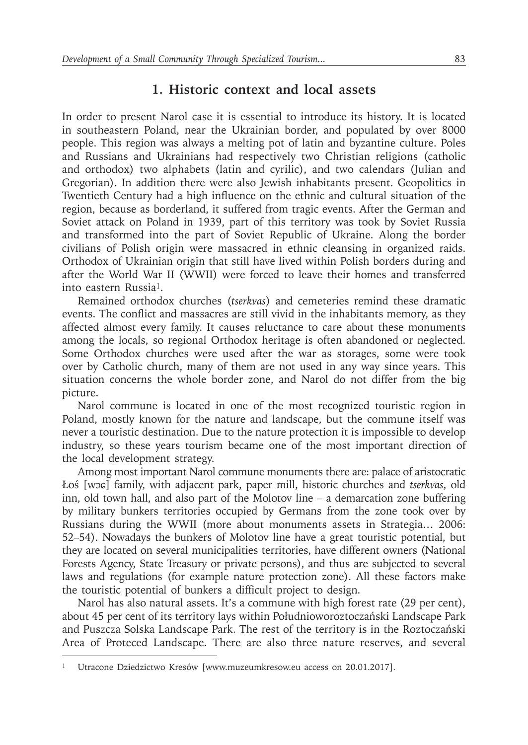## 1. Historic context and local assets

In order to present Narol case it is essential to introduce its history. It is located in southeastern Poland, near the Ukrainian border, and populated by over 8000 people. This region was always a melting pot of latin and byzantine culture. Poles and Russians and Ukrainians had respectively two Christian religions (catholic and orthodox) two alphabets (latin and cyrilic), and two calendars (Julian and Gregorian). In addition there were also Jewish inhabitants present. Geopolitics in Twentieth Century had a high influence on the ethnic and cultural situation of the region, because as borderland, it suffered from tragic events. After the German and Soviet attack on Poland in 1939, part of this territory was took by Soviet Russia and transformed into the part of Soviet Republic of Ukraine. Along the border civilians of Polish origin were massacred in ethnic cleansing in organized raids. Orthodox of Ukrainian origin that still have lived within Polish borders during and after the World War II (WWII) were forced to leave their homes and transferred into eastern Russia[1].

Remained orthodox churches (*tserkvas*) and cemeteries remind these dramatic events. The conflict and massacres are still vivid in the inhabitants memory, as they affected almost every family. It causes reluctance to care about these monuments among the locals, so regional Orthodox heritage is often abandoned or neglected. Some Orthodox churches were used after the war as storages, some were took over by Catholic church, many of them are not used in any way since years. This situation concerns the whole border zone, and Narol do not differ from the big picture.

Narol commune is located in one of the most recognized touristic region in Poland, mostly known for the nature and landscape, but the commune itself was never a touristic destination. Due to the nature protection it is impossible to develop industry, so these years tourism became one of the most important direction of the local development strategy.

Among most important Narol commune monuments there are: palace of aristocratic Łoś [wɔɕ] family, with adjacent park, paper mill, historic churches and *tserkvas*, old inn, old town hall, and also part of the Molotov line – a demarcation zone buffering by military bunkers territories occupied by Germans from the zone took over by Russians during the WWII (more about monuments assets in Strategia… 2006: 52–54). Nowadays the bunkers of Molotov line have a great touristic potential, but they are located on several municipalities territories, have different owners (National Forests Agency, State Treasury or private persons), and thus are subjected to several laws and regulations (for example nature protection zone). All these factors make the touristic potential of bunkers a difficult project to design.

Narol has also natural assets. It's a commune with high forest rate (29 per cent), about 45 per cent of its territory lays within Południoworoztoczański Landscape Park and Puszcza Solska Landscape Park. The rest of the territory is in the Roztoczański Area of Proteced Landscape. There are also three nature reserves, and several

[1] Utracone Dziedzictwo Kresów [www.muzeumkresow.eu access on 20.01.2017].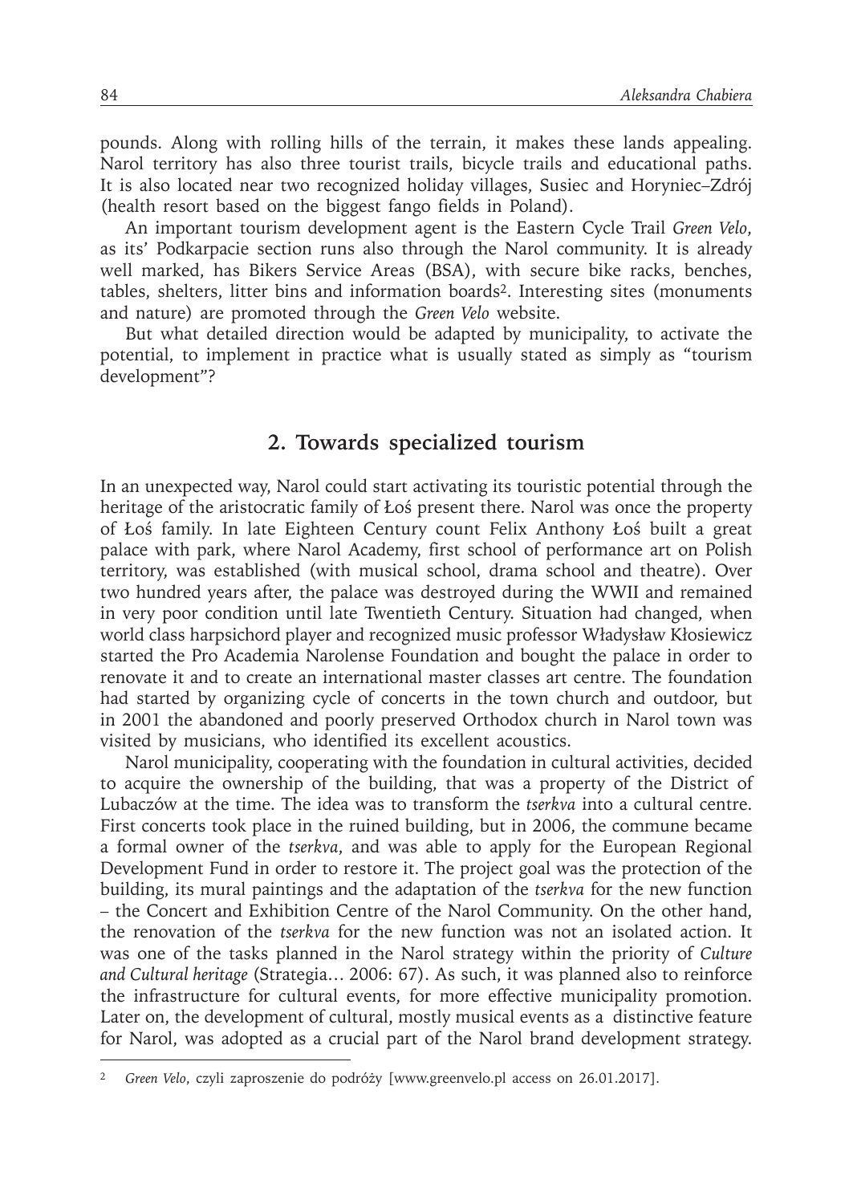pounds. Along with rolling hills of the terrain, it makes these lands appealing. Narol territory has also three tourist trails, bicycle trails and educational paths. It is also located near two recognized holiday villages, Susiec and Horyniec–Zdrój (health resort based on the biggest fango fields in Poland).

An important tourism development agent is the Eastern Cycle Trail *Green Velo*, as its' Podkarpacie section runs also through the Narol community. It is already well marked, has Bikers Service Areas (BSA), with secure bike racks, benches, tables, shelters, litter bins and information boards[2]. Interesting sites (monuments and nature) are promoted through the *Green Velo* website.

But what detailed direction would be adapted by municipality, to activate the potential, to implement in practice what is usually stated as simply as "tourism development"?

## 2. Towards specialized tourism

In an unexpected way, Narol could start activating its touristic potential through the heritage of the aristocratic family of Łoś present there. Narol was once the property of Łoś family. In late Eighteen Century count Felix Anthony Łoś built a great palace with park, where Narol Academy, first school of performance art on Polish territory, was established (with musical school, drama school and theatre). Over two hundred years after, the palace was destroyed during the WWII and remained in very poor condition until late Twentieth Century. Situation had changed, when world class harpsichord player and recognized music professor Władysław Kłosiewicz started the Pro Academia Narolense Foundation and bought the palace in order to renovate it and to create an international master classes art centre. The foundation had started by organizing cycle of concerts in the town church and outdoor, but in 2001 the abandoned and poorly preserved Orthodox church in Narol town was visited by musicians, who identified its excellent acoustics.

Narol municipality, cooperating with the foundation in cultural activities, decided to acquire the ownership of the building, that was a property of the District of Lubaczów at the time. The idea was to transform the *tserkva* into a cultural centre. First concerts took place in the ruined building, but in 2006, the commune became a formal owner of the *tserkva*, and was able to apply for the European Regional Development Fund in order to restore it. The project goal was the protection of the building, its mural paintings and the adaptation of the *tserkva* for the new function – the Concert and Exhibition Centre of the Narol Community. On the other hand, the renovation of the *tserkva* for the new function was not an isolated action. It was one of the tasks planned in the Narol strategy within the priority of *Culture and Cultural heritage* (Strategia… 2006: 67). As such, it was planned also to reinforce the infrastructure for cultural events, for more effective municipality promotion. Later on, the development of cultural, mostly musical events as a distinctive feature for Narol, was adopted as a crucial part of the Narol brand development strategy.

---

[2] *Green Velo*, czyli zaproszenie do podróży [www.greenvelo.pl access on 26.01.2017].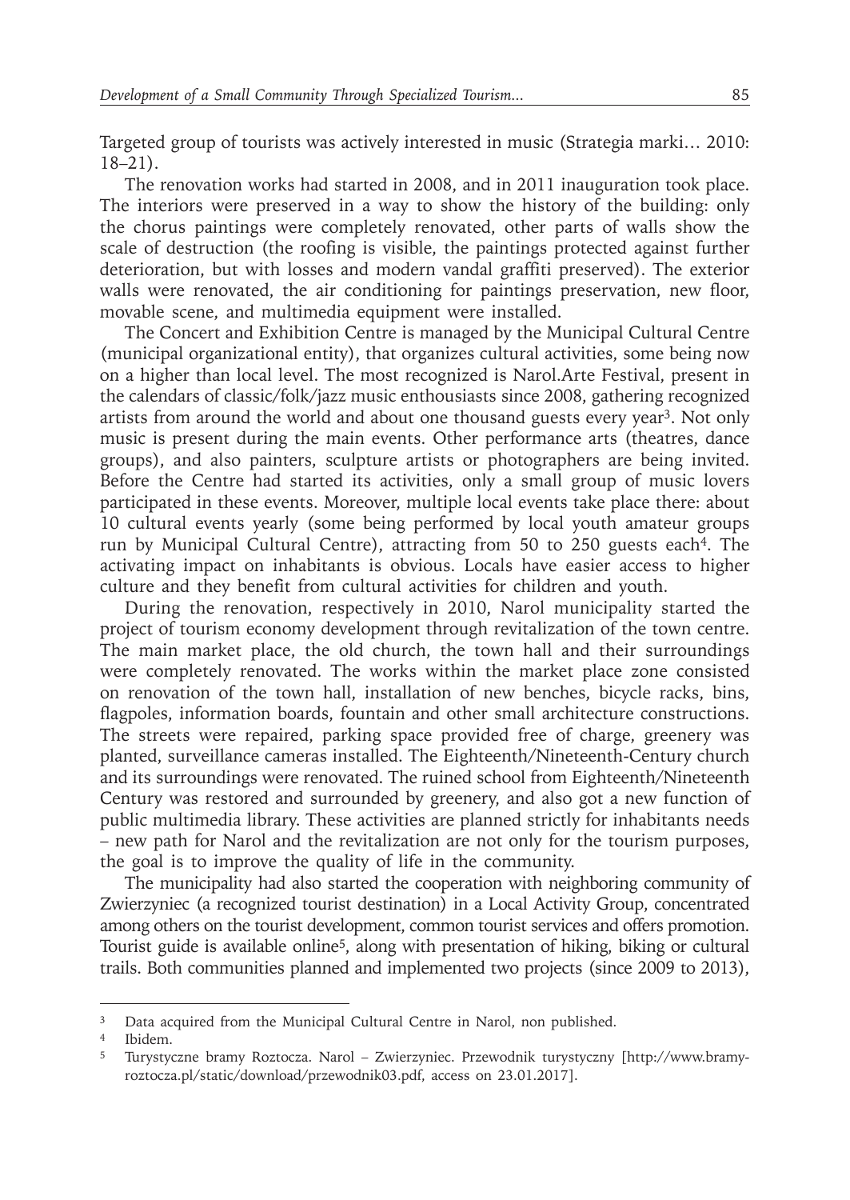Targeted group of tourists was actively interested in music (Strategia marki… 2010: 18–21).

The renovation works had started in 2008, and in 2011 inauguration took place. The interiors were preserved in a way to show the history of the building: only the chorus paintings were completely renovated, other parts of walls show the scale of destruction (the roofing is visible, the paintings protected against further deterioration, but with losses and modern vandal graffiti preserved). The exterior walls were renovated, the air conditioning for paintings preservation, new floor, movable scene, and multimedia equipment were installed.

The Concert and Exhibition Centre is managed by the Municipal Cultural Centre (municipal organizational entity), that organizes cultural activities, some being now on a higher than local level. The most recognized is Narol.Arte Festival, present in the calendars of classic/folk/jazz music enthousiasts since 2008, gathering recognized artists from around the world and about one thousand guests every year[3]. Not only music is present during the main events. Other performance arts (theatres, dance groups), and also painters, sculpture artists or photographers are being invited. Before the Centre had started its activities, only a small group of music lovers participated in these events. Moreover, multiple local events take place there: about 10 cultural events yearly (some being performed by local youth amateur groups run by Municipal Cultural Centre), attracting from 50 to 250 guests each[4]. The activating impact on inhabitants is obvious. Locals have easier access to higher culture and they benefit from cultural activities for children and youth.

During the renovation, respectively in 2010, Narol municipality started the project of tourism economy development through revitalization of the town centre. The main market place, the old church, the town hall and their surroundings were completely renovated. The works within the market place zone consisted on renovation of the town hall, installation of new benches, bicycle racks, bins, flagpoles, information boards, fountain and other small architecture constructions. The streets were repaired, parking space provided free of charge, greenery was planted, surveillance cameras installed. The Eighteenth/Nineteenth-Century church and its surroundings were renovated. The ruined school from Eighteenth/Nineteenth Century was restored and surrounded by greenery, and also got a new function of public multimedia library. These activities are planned strictly for inhabitants needs – new path for Narol and the revitalization are not only for the tourism purposes, the goal is to improve the quality of life in the community.

The municipality had also started the cooperation with neighboring community of Zwierzyniec (a recognized tourist destination) in a Local Activity Group, concentrated among others on the tourist development, common tourist services and offers promotion. Tourist guide is available online[5], along with presentation of hiking, biking or cultural trails. Both communities planned and implemented two projects (since 2009 to 2013),

---

[3] Data acquired from the Municipal Cultural Centre in Narol, non published.

[4] Ibidem.

[5] Turystyczne bramy Roztocza. Narol – Zwierzyniec. Przewodnik turystyczny [http://www.bramy-roztocza.pl/static/download/przewodnik03.pdf, access on 23.01.2017].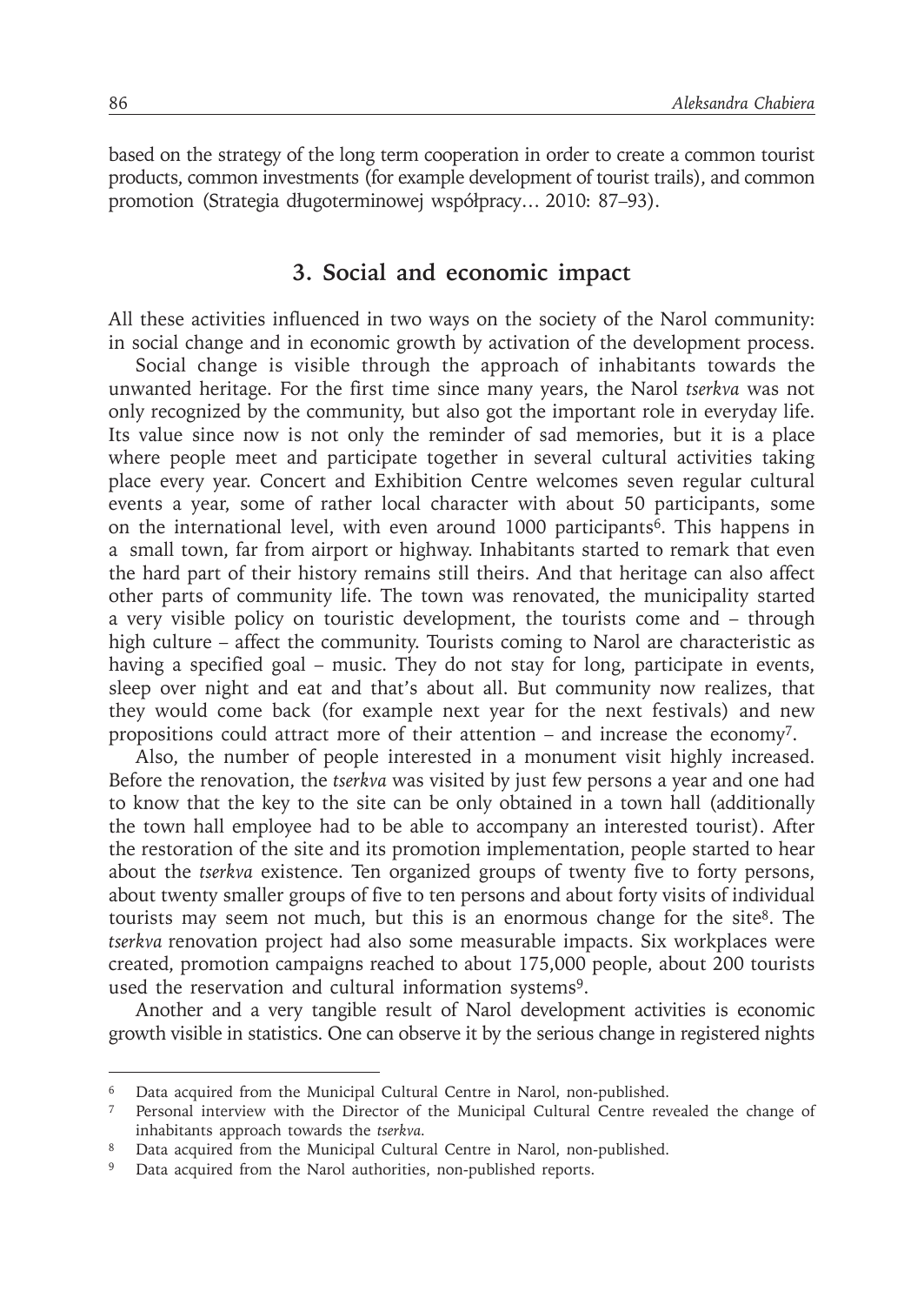based on the strategy of the long term cooperation in order to create a common tourist products, common investments (for example development of tourist trails), and common promotion (Strategia długoterminowej współpracy… 2010: 87–93).

## 3. Social and economic impact

All these activities influenced in two ways on the society of the Narol community: in social change and in economic growth by activation of the development process.

Social change is visible through the approach of inhabitants towards the unwanted heritage. For the first time since many years, the Narol *tserkva* was not only recognized by the community, but also got the important role in everyday life. Its value since now is not only the reminder of sad memories, but it is a place where people meet and participate together in several cultural activities taking place every year. Concert and Exhibition Centre welcomes seven regular cultural events a year, some of rather local character with about 50 participants, some on the international level, with even around 1000 participants[6]. This happens in a small town, far from airport or highway. Inhabitants started to remark that even the hard part of their history remains still theirs. And that heritage can also affect other parts of community life. The town was renovated, the municipality started a very visible policy on touristic development, the tourists come and – through high culture – affect the community. Tourists coming to Narol are characteristic as having a specified goal – music. They do not stay for long, participate in events, sleep over night and eat and that's about all. But community now realizes, that they would come back (for example next year for the next festivals) and new propositions could attract more of their attention – and increase the economy[7].

Also, the number of people interested in a monument visit highly increased. Before the renovation, the *tserkva* was visited by just few persons a year and one had to know that the key to the site can be only obtained in a town hall (additionally the town hall employee had to be able to accompany an interested tourist). After the restoration of the site and its promotion implementation, people started to hear about the *tserkva* existence. Ten organized groups of twenty five to forty persons, about twenty smaller groups of five to ten persons and about forty visits of individual tourists may seem not much, but this is an enormous change for the site[8]. The *tserkva* renovation project had also some measurable impacts. Six workplaces were created, promotion campaigns reached to about 175,000 people, about 200 tourists used the reservation and cultural information systems[9].

Another and a very tangible result of Narol development activities is economic growth visible in statistics. One can observe it by the serious change in registered nights

---

[6] Data acquired from the Municipal Cultural Centre in Narol, non-published.

[7] Personal interview with the Director of the Municipal Cultural Centre revealed the change of inhabitants approach towards the *tserkva*.

[8] Data acquired from the Municipal Cultural Centre in Narol, non-published.

[9] Data acquired from the Narol authorities, non-published reports.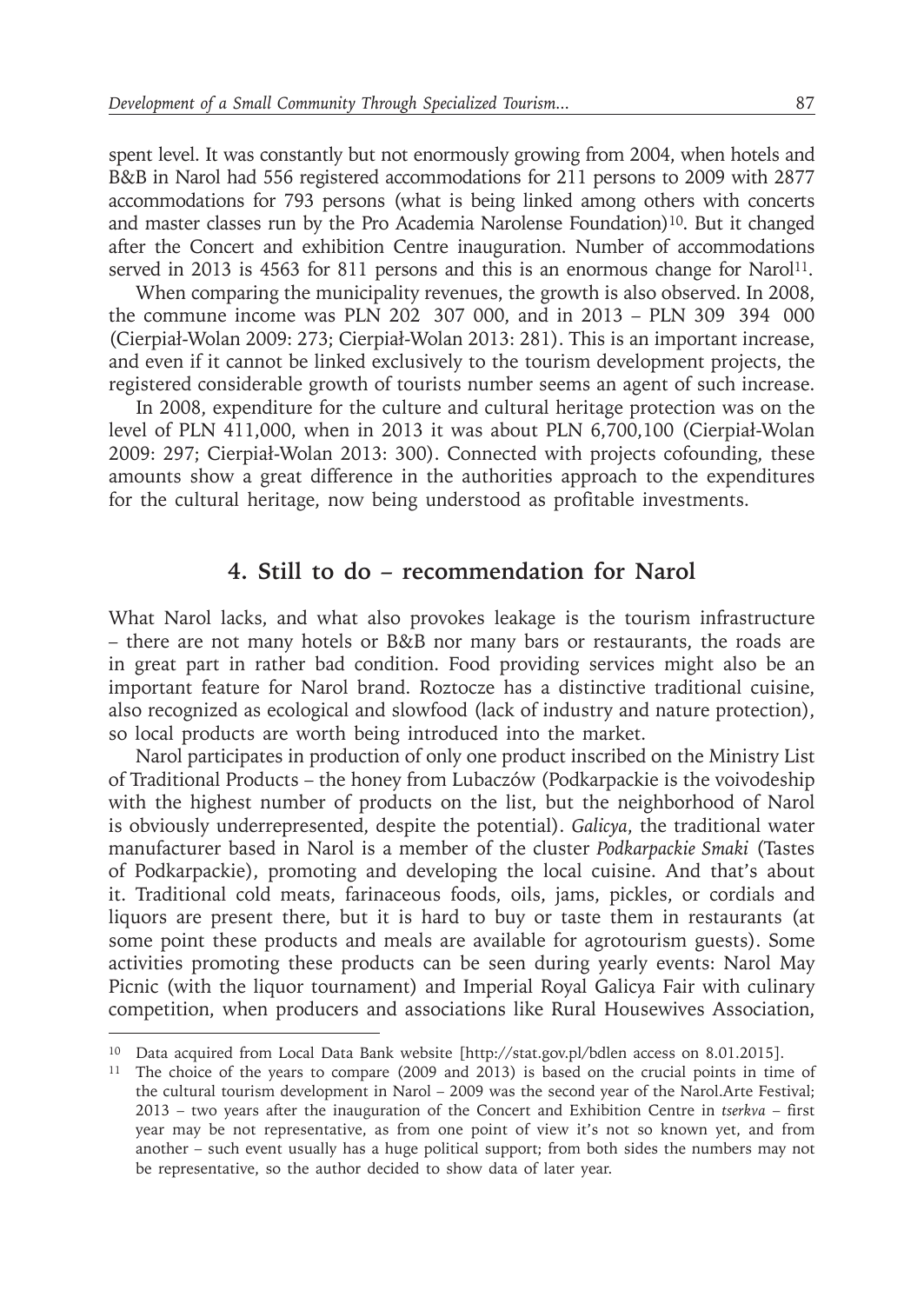spent level. It was constantly but not enormously growing from 2004, when hotels and B&B in Narol had 556 registered accommodations for 211 persons to 2009 with 2877 accommodations for 793 persons (what is being linked among others with concerts and master classes run by the Pro Academia Narolense Foundation)[10]. But it changed after the Concert and exhibition Centre inauguration. Number of accommodations served in 2013 is 4563 for 811 persons and this is an enormous change for Narol[11].

When comparing the municipality revenues, the growth is also observed. In 2008, the commune income was PLN 202 307 000, and in 2013 – PLN 309 394 000 (Cierpiał-Wolan 2009: 273; Cierpiał-Wolan 2013: 281). This is an important increase, and even if it cannot be linked exclusively to the tourism development projects, the registered considerable growth of tourists number seems an agent of such increase.

In 2008, expenditure for the culture and cultural heritage protection was on the level of PLN 411,000, when in 2013 it was about PLN 6,700,100 (Cierpiał-Wolan 2009: 297; Cierpiał-Wolan 2013: 300). Connected with projects cofounding, these amounts show a great difference in the authorities approach to the expenditures for the cultural heritage, now being understood as profitable investments.

## 4. Still to do – recommendation for Narol

What Narol lacks, and what also provokes leakage is the tourism infrastructure – there are not many hotels or B&B nor many bars or restaurants, the roads are in great part in rather bad condition. Food providing services might also be an important feature for Narol brand. Roztocze has a distinctive traditional cuisine, also recognized as ecological and slowfood (lack of industry and nature protection), so local products are worth being introduced into the market.

Narol participates in production of only one product inscribed on the Ministry List of Traditional Products – the honey from Lubaczów (Podkarpackie is the voivodeship with the highest number of products on the list, but the neighborhood of Narol is obviously underrepresented, despite the potential). *Galicya*, the traditional water manufacturer based in Narol is a member of the cluster *Podkarpackie Smaki* (Tastes of Podkarpackie), promoting and developing the local cuisine. And that's about it. Traditional cold meats, farinaceous foods, oils, jams, pickles, or cordials and liquors are present there, but it is hard to buy or taste them in restaurants (at some point these products and meals are available for agrotourism guests). Some activities promoting these products can be seen during yearly events: Narol May Picnic (with the liquor tournament) and Imperial Royal Galicya Fair with culinary competition, when producers and associations like Rural Housewives Association,

---

[10] Data acquired from Local Data Bank website [http://stat.gov.pl/bdlen access on 8.01.2015].

[11] The choice of the years to compare (2009 and 2013) is based on the crucial points in time of the cultural tourism development in Narol – 2009 was the second year of the Narol.Arte Festival; 2013 – two years after the inauguration of the Concert and Exhibition Centre in *tserkva* – first year may be not representative, as from one point of view it's not so known yet, and from another – such event usually has a huge political support; from both sides the numbers may not be representative, so the author decided to show data of later year.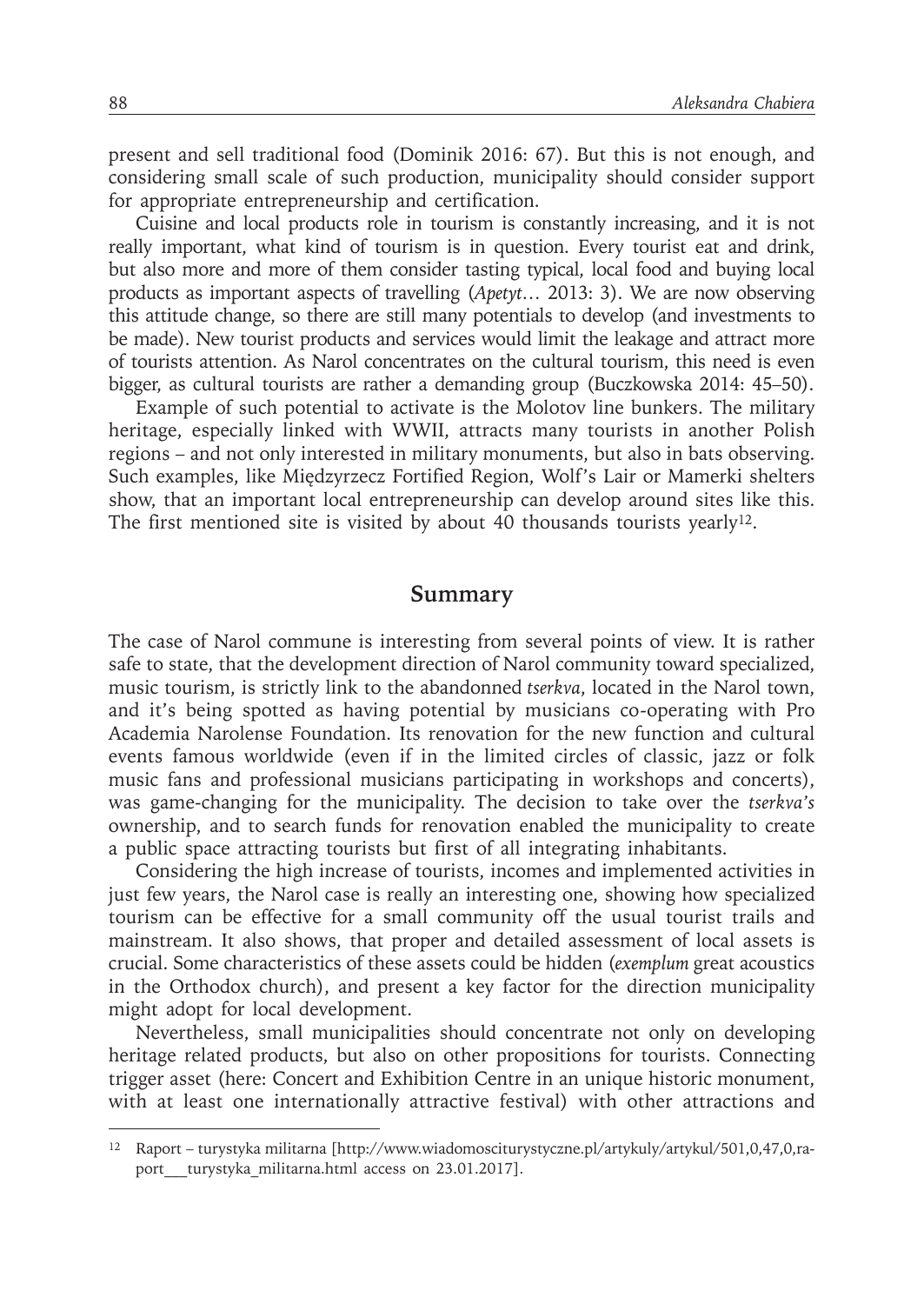present and sell traditional food (Dominik 2016: 67). But this is not enough, and considering small scale of such production, municipality should consider support for appropriate entrepreneurship and certification.

Cuisine and local products role in tourism is constantly increasing, and it is not really important, what kind of tourism is in question. Every tourist eat and drink, but also more and more of them consider tasting typical, local food and buying local products as important aspects of travelling (*Apetyt*… 2013: 3). We are now observing this attitude change, so there are still many potentials to develop (and investments to be made). New tourist products and services would limit the leakage and attract more of tourists attention. As Narol concentrates on the cultural tourism, this need is even bigger, as cultural tourists are rather a demanding group (Buczkowska 2014: 45–50).

Example of such potential to activate is the Molotov line bunkers. The military heritage, especially linked with WWII, attracts many tourists in another Polish regions – and not only interested in military monuments, but also in bats observing. Such examples, like Międzyrzecz Fortified Region, Wolf's Lair or Mamerki shelters show, that an important local entrepreneurship can develop around sites like this. The first mentioned site is visited by about 40 thousands tourists yearly[12].

## Summary

The case of Narol commune is interesting from several points of view. It is rather safe to state, that the development direction of Narol community toward specialized, music tourism, is strictly link to the abandonned *tserkva*, located in the Narol town, and it's being spotted as having potential by musicians co-operating with Pro Academia Narolense Foundation. Its renovation for the new function and cultural events famous worldwide (even if in the limited circles of classic, jazz or folk music fans and professional musicians participating in workshops and concerts), was game-changing for the municipality. The decision to take over the *tserkva's* ownership, and to search funds for renovation enabled the municipality to create a public space attracting tourists but first of all integrating inhabitants.

Considering the high increase of tourists, incomes and implemented activities in just few years, the Narol case is really an interesting one, showing how specialized tourism can be effective for a small community off the usual tourist trails and mainstream. It also shows, that proper and detailed assessment of local assets is crucial. Some characteristics of these assets could be hidden (*exemplum* great acoustics in the Orthodox church), and present a key factor for the direction municipality might adopt for local development.

Nevertheless, small municipalities should concentrate not only on developing heritage related products, but also on other propositions for tourists. Connecting trigger asset (here: Concert and Exhibition Centre in an unique historic monument, with at least one internationally attractive festival) with other attractions and

---

[12] Raport – turystyka militarna [http://www.wiadomosciturystyczne.pl/artykuly/artykul/501,0,47,0,raport___turystyka_militarna.html access on 23.01.2017].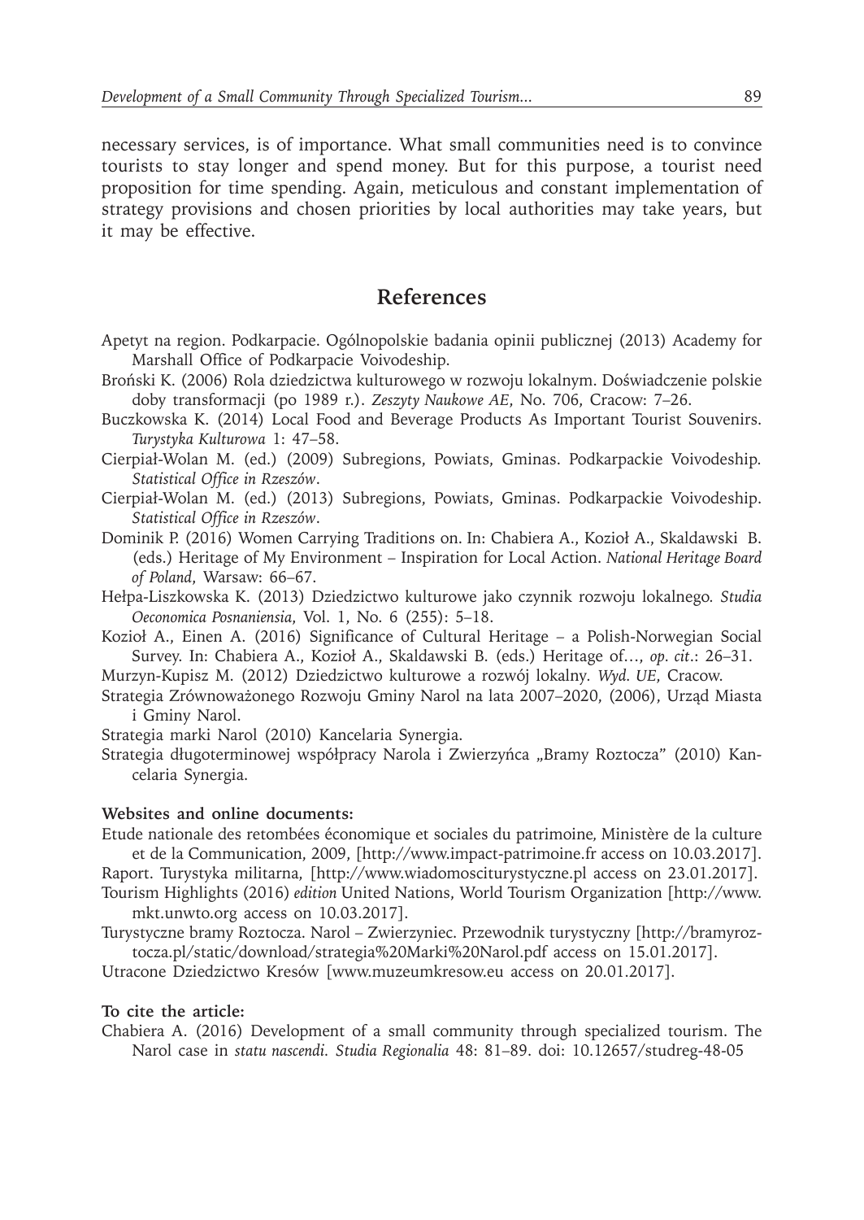necessary services, is of importance. What small communities need is to convince tourists to stay longer and spend money. But for this purpose, a tourist need proposition for time spending. Again, meticulous and constant implementation of strategy provisions and chosen priorities by local authorities may take years, but it may be effective.

## References

Apetyt na region. Podkarpacie. Ogólnopolskie badania opinii publicznej (2013) Academy for Marshall Office of Podkarpacie Voivodeship.

Broński K. (2006) Rola dziedzictwa kulturowego w rozwoju lokalnym. Doświadczenie polskie doby transformacji (po 1989 r.). *Zeszyty Naukowe AE*, No. 706, Cracow: 7–26.

Buczkowska K. (2014) Local Food and Beverage Products As Important Tourist Souvenirs. *Turystyka Kulturowa* 1: 47–58.

Cierpiał-Wolan M. (ed.) (2009) Subregions, Powiats, Gminas. Podkarpackie Voivodeship. *Statistical Office in Rzeszów*.

Cierpiał-Wolan M. (ed.) (2013) Subregions, Powiats, Gminas. Podkarpackie Voivodeship. *Statistical Office in Rzeszów*.

Dominik P. (2016) Women Carrying Traditions on. In: Chabiera A., Kozioł A., Skaldawski B. (eds.) Heritage of My Environment – Inspiration for Local Action. *National Heritage Board of Poland*, Warsaw: 66–67.

Hełpa-Liszkowska K. (2013) Dziedzictwo kulturowe jako czynnik rozwoju lokalnego. *Studia Oeconomica Posnaniensia*, Vol. 1, No. 6 (255): 5–18.

Kozioł A., Einen A. (2016) Significance of Cultural Heritage – a Polish-Norwegian Social Survey. In: Chabiera A., Kozioł A., Skaldawski B. (eds.) Heritage of…, *op. cit*.: 26–31.

Murzyn-Kupisz M. (2012) Dziedzictwo kulturowe a rozwój lokalny. *Wyd. UE*, Cracow.

Strategia Zrównoważonego Rozwoju Gminy Narol na lata 2007–2020, (2006), Urząd Miasta i Gminy Narol.

Strategia marki Narol (2010) Kancelaria Synergia.

Strategia długoterminowej współpracy Narola i Zwierzyńca „Bramy Roztocza" (2010) Kancelaria Synergia.

**Websites and online documents:**

Etude nationale des retombées économique et sociales du patrimoine, Ministère de la culture et de la Communication, 2009, [http://www.impact-patrimoine.fr access on 10.03.2017].

Raport. Turystyka militarna, [http://www.wiadomoscituryst yczne.pl access on 23.01.2017].

Tourism Highlights (2016) *edition* United Nations, World Tourism Organization [http://www.mkt.unwto.org access on 10.03.2017].

Turystyczne bramy Roztocza. Narol – Zwierzyniec. Przewodnik turystyczny [http://bramyroztocza.pl/static/download/strategia%20Marki%20Narol.pdf access on 15.01.2017].

Utracone Dziedzictwo Kresów [www.muzeumkresow.eu access on 20.01.2017].

**To cite the article:**

Chabiera A. (2016) Development of a small community through specialized tourism. The Narol case in *statu nascendi*. *Studia Regionalia* 48: 81–89. doi: 10.12657/studreg-48-05